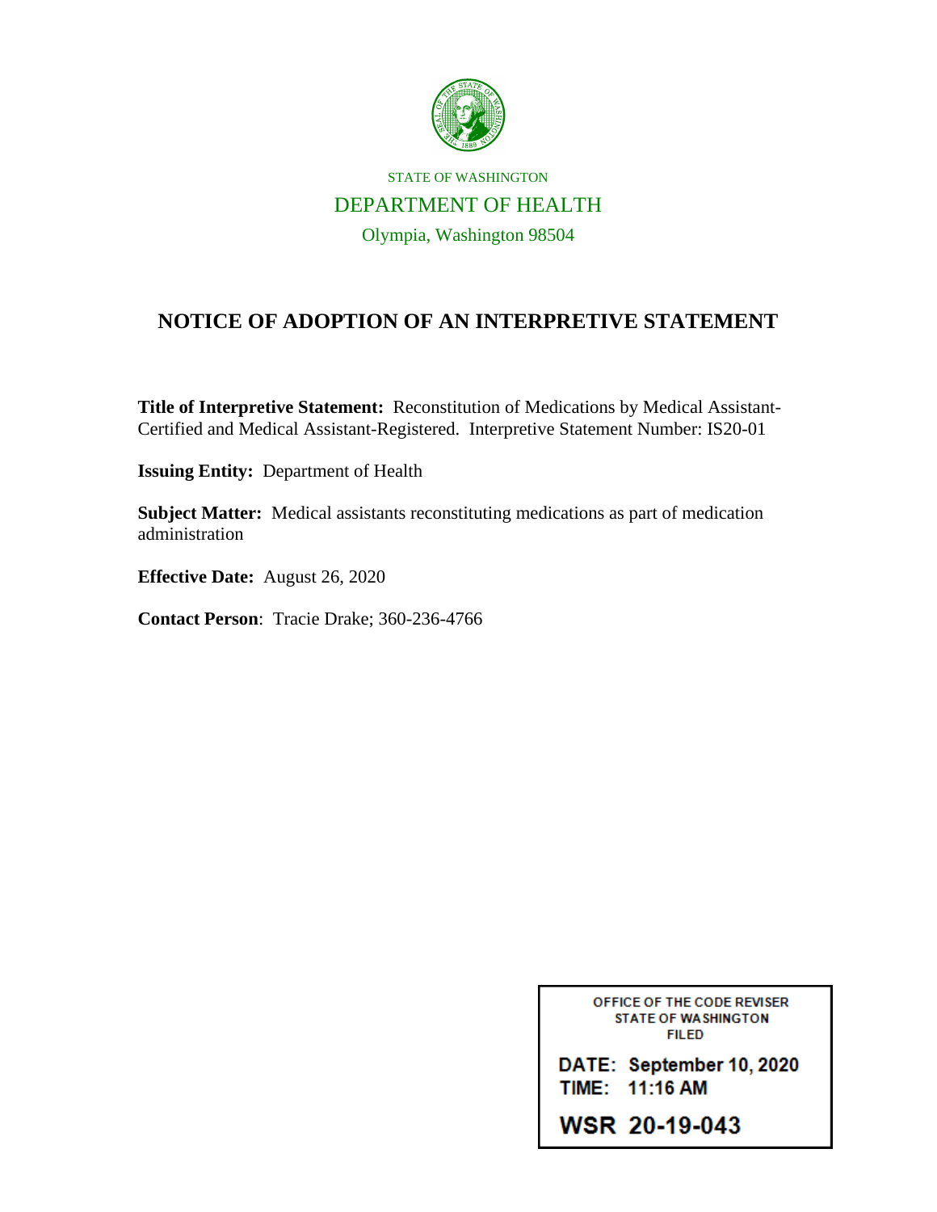STATE OF WASHINGTON

DEPARTMENT OF HEALTH

Olympia, Washington 98504

# NOTICE OF ADOPTION OF AN INTERPRETIVE STATEMENT

**Title of Interpretive Statement:** Reconstitution of Medications by Medical Assistant-Certified and Medical Assistant-Registered. Interpretive Statement Number: IS20-01

**Issuing Entity:** Department of Health

**Subject Matter:** Medical assistants reconstituting medications as part of medication administration

**Effective Date:** August 26, 2020

**Contact Person**: Tracie Drake; 360-236-4766

OFFICE OF THE CODE REVISER
STATE OF WASHINGTON
FILED

DATE: September 10, 2020
TIME: 11:16 AM

WSR 20-19-043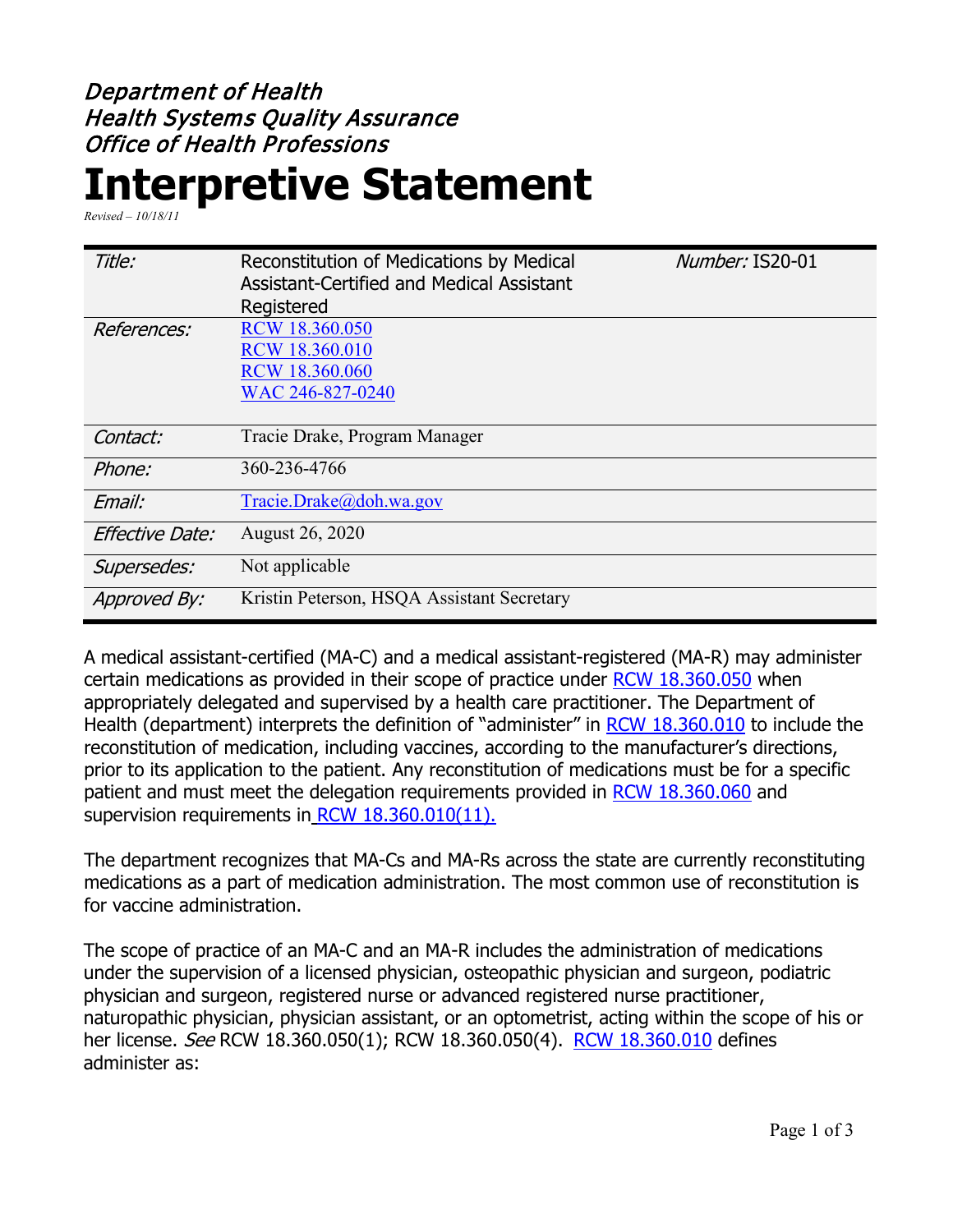Department of Health
Health Systems Quality Assurance
Office of Health Professions

# Interpretive Statement

*Revised – 10/18/11*

| *Title:* | Reconstitution of Medications by Medical Assistant-Certified and Medical Assistant Registered | *Number:* IS20-01 |
|---|---|---|
| *References:* | RCW 18.360.050<br>RCW 18.360.010<br>RCW 18.360.060<br>WAC 246-827-0240 | |
| *Contact:* | Tracie Drake, Program Manager | |
| *Phone:* | 360-236-4766 | |
| *Email:* | Tracie.Drake@doh.wa.gov | |
| *Effective Date:* | August 26, 2020 | |
| *Supersedes:* | Not applicable | |
| *Approved By:* | Kristin Peterson, HSQA Assistant Secretary | |

A medical assistant-certified (MA-C) and a medical assistant-registered (MA-R) may administer certain medications as provided in their scope of practice under RCW 18.360.050 when appropriately delegated and supervised by a health care practitioner. The Department of Health (department) interprets the definition of "administer" in RCW 18.360.010 to include the reconstitution of medication, including vaccines, according to the manufacturer's directions, prior to its application to the patient. Any reconstitution of medications must be for a specific patient and must meet the delegation requirements provided in RCW 18.360.060 and supervision requirements in RCW 18.360.010(11).

The department recognizes that MA-Cs and MA-Rs across the state are currently reconstituting medications as a part of medication administration. The most common use of reconstitution is for vaccine administration.

The scope of practice of an MA-C and an MA-R includes the administration of medications under the supervision of a licensed physician, osteopathic physician and surgeon, podiatric physician and surgeon, registered nurse or advanced registered nurse practitioner, naturopathic physician, physician assistant, or an optometrist, acting within the scope of his or her license. *See* RCW 18.360.050(1); RCW 18.360.050(4). RCW 18.360.010 defines administer as: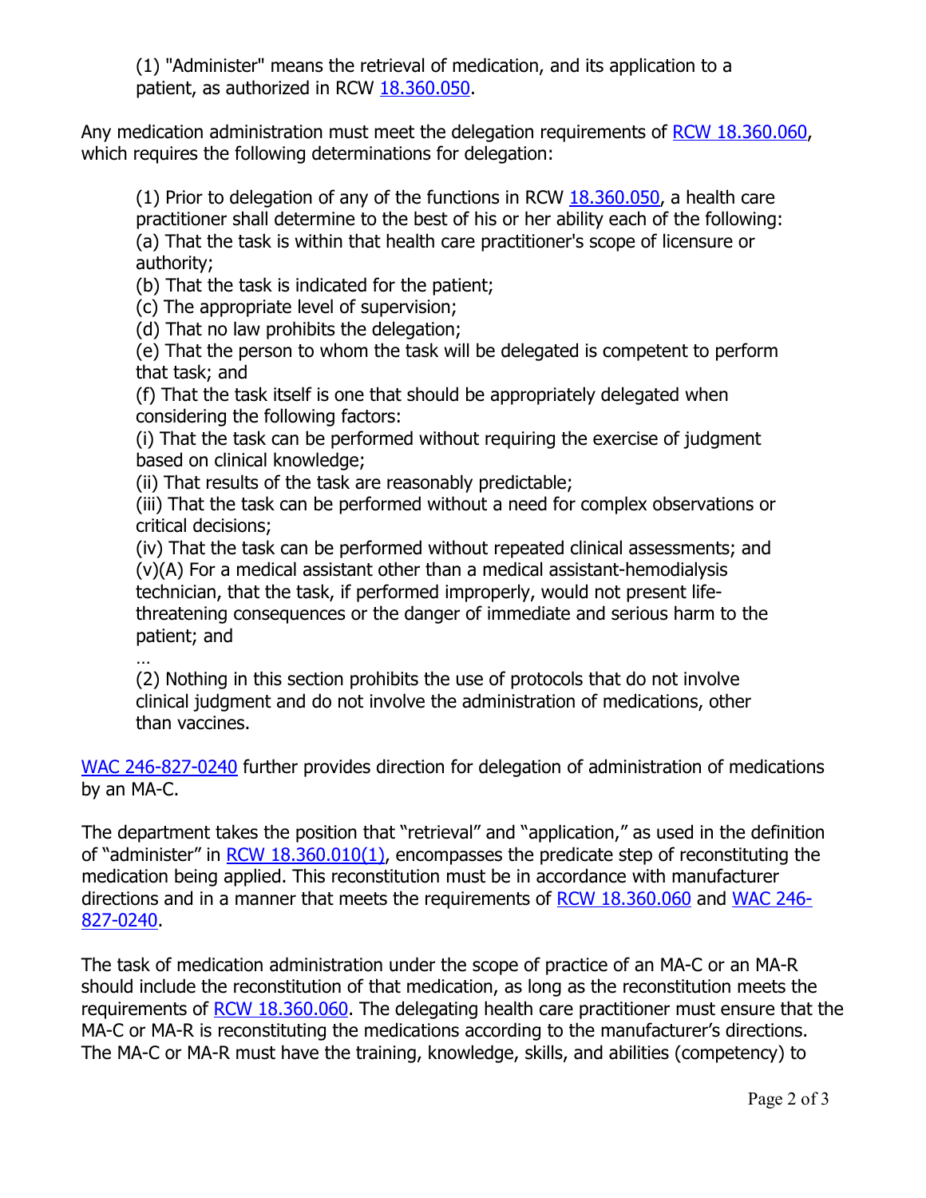> (1) "Administer" means the retrieval of medication, and its application to a patient, as authorized in RCW 18.360.050.

Any medication administration must meet the delegation requirements of RCW 18.360.060, which requires the following determinations for delegation:

> (1) Prior to delegation of any of the functions in RCW 18.360.050, a health care practitioner shall determine to the best of his or her ability each of the following:
> (a) That the task is within that health care practitioner's scope of licensure or authority;
> (b) That the task is indicated for the patient;
> (c) The appropriate level of supervision;
> (d) That no law prohibits the delegation;
> (e) That the person to whom the task will be delegated is competent to perform that task; and
> (f) That the task itself is one that should be appropriately delegated when considering the following factors:
> (i) That the task can be performed without requiring the exercise of judgment based on clinical knowledge;
> (ii) That results of the task are reasonably predictable;
> (iii) That the task can be performed without a need for complex observations or critical decisions;
> (iv) That the task can be performed without repeated clinical assessments; and
> (v)(A) For a medical assistant other than a medical assistant-hemodialysis technician, that the task, if performed improperly, would not present life-threatening consequences or the danger of immediate and serious harm to the patient; and
> …
> (2) Nothing in this section prohibits the use of protocols that do not involve clinical judgment and do not involve the administration of medications, other than vaccines.

WAC 246-827-0240 further provides direction for delegation of administration of medications by an MA-C.

The department takes the position that "retrieval" and "application," as used in the definition of "administer" in RCW 18.360.010(1), encompasses the predicate step of reconstituting the medication being applied. This reconstitution must be in accordance with manufacturer directions and in a manner that meets the requirements of RCW 18.360.060 and WAC 246-827-0240.

The task of medication administration under the scope of practice of an MA-C or an MA-R should include the reconstitution of that medication, as long as the reconstitution meets the requirements of RCW 18.360.060. The delegating health care practitioner must ensure that the MA-C or MA-R is reconstituting the medications according to the manufacturer's directions. The MA-C or MA-R must have the training, knowledge, skills, and abilities (competency) to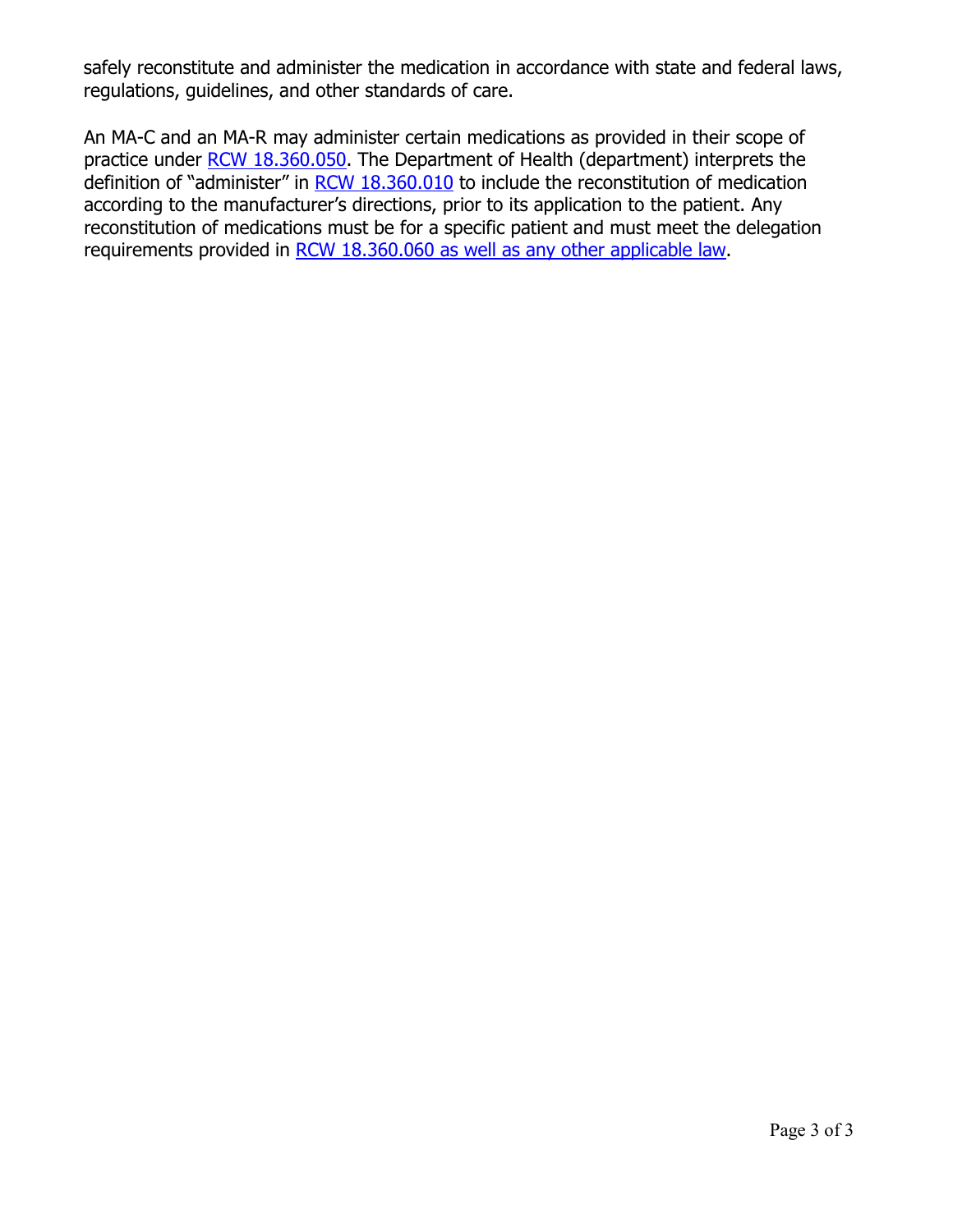safely reconstitute and administer the medication in accordance with state and federal laws, regulations, guidelines, and other standards of care.

An MA-C and an MA-R may administer certain medications as provided in their scope of practice under RCW 18.360.050. The Department of Health (department) interprets the definition of "administer" in RCW 18.360.010 to include the reconstitution of medication according to the manufacturer's directions, prior to its application to the patient. Any reconstitution of medications must be for a specific patient and must meet the delegation requirements provided in RCW 18.360.060 as well as any other applicable law.